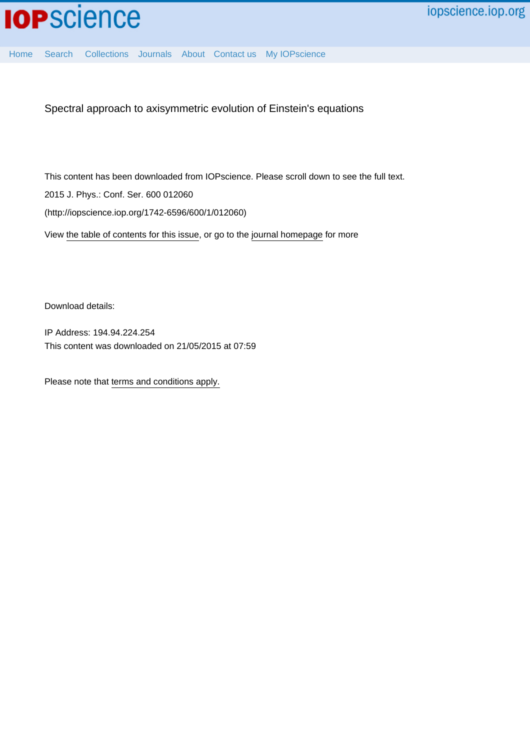# Spectral approach to axisymmetric evolution of Einstein's equations

This content has been downloaded from IOPscience. Please scroll down to see the full text.

2015 J. Phys.: Conf. Ser. 600 012060

(http://iopscience.iop.org/1742-6596/600/1/012060)

View the table of contents for this issue, or go to the journal homepage for more

Download details:

IP Address: 194.94.224.254

This content was downloaded on 21/05/2015 at 07:59

Please note that terms and conditions apply.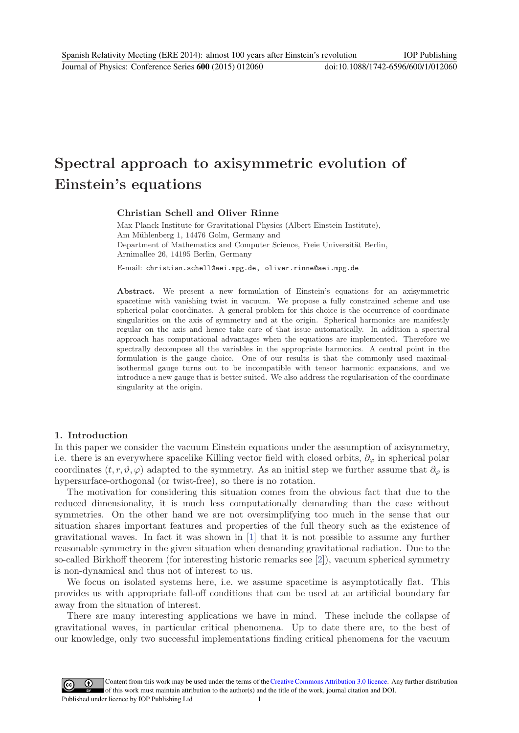# Spectral approach to axisymmetric evolution of Einstein's equations

**Christian Schell and Oliver Rinne**

Max Planck Institute for Gravitational Physics (Albert Einstein Institute), Am Mühlenberg 1, 14476 Golm, Germany and
Department of Mathematics and Computer Science, Freie Universität Berlin, Arnimallee 26, 14195 Berlin, Germany

E-mail: `christian.schell@aei.mpg.de, oliver.rinne@aei.mpg.de`

**Abstract.** We present a new formulation of Einstein's equations for an axisymmetric spacetime with vanishing twist in vacuum. We propose a fully constrained scheme and use spherical polar coordinates. A general problem for this choice is the occurrence of coordinate singularities on the axis of symmetry and at the origin. Spherical harmonics are manifestly regular on the axis and hence take care of that issue automatically. In addition a spectral approach has computational advantages when the equations are implemented. Therefore we spectrally decompose all the variables in the appropriate harmonics. A central point in the formulation is the gauge choice. One of our results is that the commonly used maximal-isothermal gauge turns out to be incompatible with tensor harmonic expansions, and we introduce a new gauge that is better suited. We also address the regularisation of the coordinate singularity at the origin.

## 1. Introduction

In this paper we consider the vacuum Einstein equations under the assumption of axisymmetry, i.e. there is an everywhere spacelike Killing vector field with closed orbits, $\partial_\varphi$ in spherical polar coordinates $(t, r, \vartheta, \varphi)$ adapted to the symmetry. As an initial step we further assume that $\partial_\varphi$ is hypersurface-orthogonal (or twist-free), so there is no rotation.

The motivation for considering this situation comes from the obvious fact that due to the reduced dimensionality, it is much less computationally demanding than the case without symmetries. On the other hand we are not oversimplifying too much in the sense that our situation shares important features and properties of the full theory such as the existence of gravitational waves. In fact it was shown in [1] that it is not possible to assume any further reasonable symmetry in the given situation when demanding gravitational radiation. Due to the so-called Birkhoff theorem (for interesting historic remarks see [2]), vacuum spherical symmetry is non-dynamical and thus not of interest to us.

We focus on isolated systems here, i.e. we assume spacetime is asymptotically flat. This provides us with appropriate fall-off conditions that can be used at an artificial boundary far away from the situation of interest.

There are many interesting applications we have in mind. These include the collapse of gravitational waves, in particular critical phenomena. Up to date there are, to the best of our knowledge, only two successful implementations finding critical phenomena for the vacuum

Content from this work may be used under the terms of the Creative Commons Attribution 3.0 licence. Any further distribution of this work must maintain attribution to the author(s) and the title of the work, journal citation and DOI.
Published under licence by IOP Publishing Ltd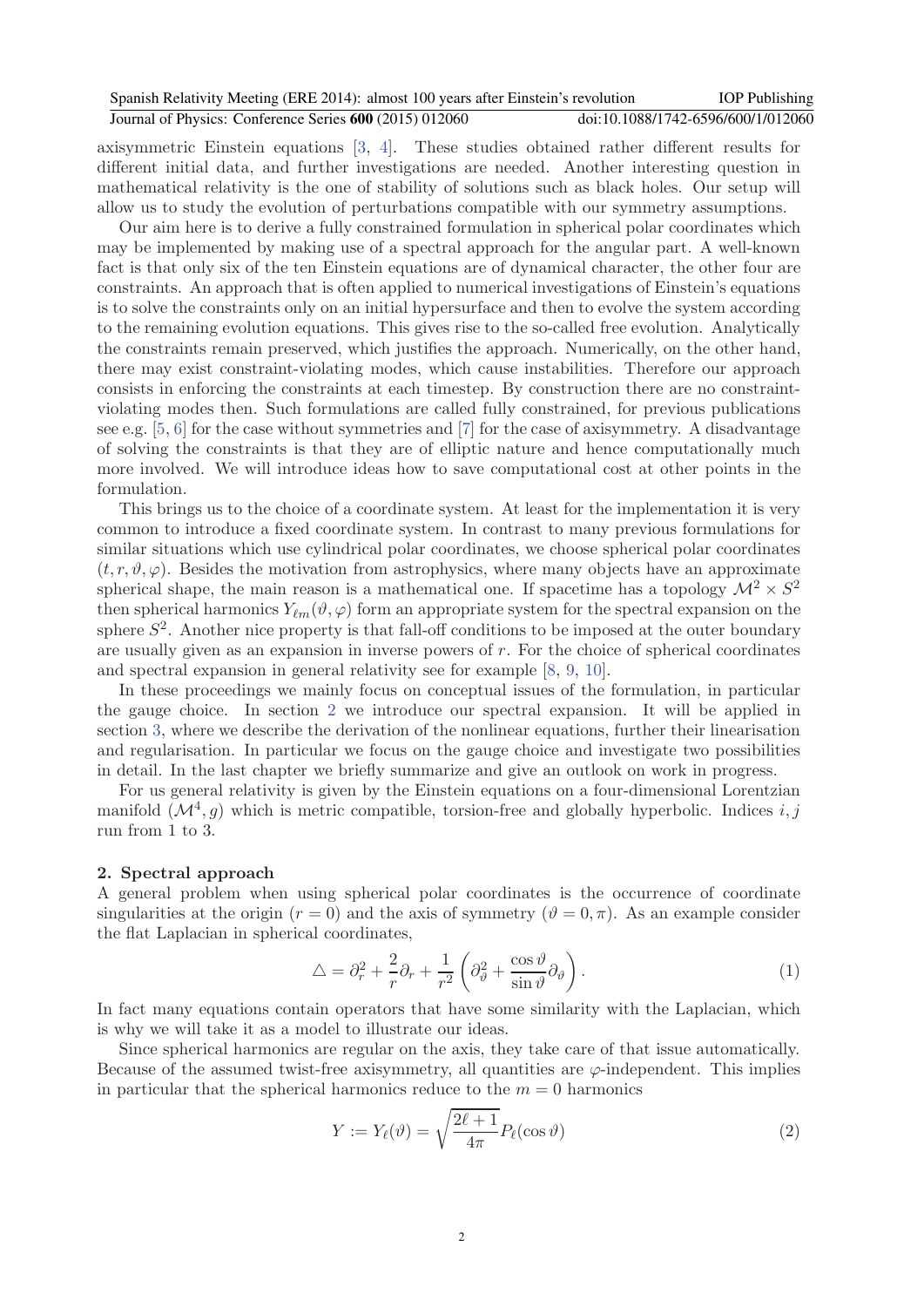axisymmetric Einstein equations [3, 4]. These studies obtained rather different results for different initial data, and further investigations are needed. Another interesting question in mathematical relativity is the one of stability of solutions such as black holes. Our setup will allow us to study the evolution of perturbations compatible with our symmetry assumptions.

Our aim here is to derive a fully constrained formulation in spherical polar coordinates which may be implemented by making use of a spectral approach for the angular part. A well-known fact is that only six of the ten Einstein equations are of dynamical character, the other four are constraints. An approach that is often applied to numerical investigations of Einstein's equations is to solve the constraints only on an initial hypersurface and then to evolve the system according to the remaining evolution equations. This gives rise to the so-called free evolution. Analytically the constraints remain preserved, which justifies the approach. Numerically, on the other hand, there may exist constraint-violating modes, which cause instabilities. Therefore our approach consists in enforcing the constraints at each timestep. By construction there are no constraint-violating modes then. Such formulations are called fully constrained, for previous publications see e.g. [5, 6] for the case without symmetries and [7] for the case of axisymmetry. A disadvantage of solving the constraints is that they are of elliptic nature and hence computationally much more involved. We will introduce ideas how to save computational cost at other points in the formulation.

This brings us to the choice of a coordinate system. At least for the implementation it is very common to introduce a fixed coordinate system. In contrast to many previous formulations for similar situations which use cylindrical polar coordinates, we choose spherical polar coordinates $(t, r, \vartheta, \varphi)$. Besides the motivation from astrophysics, where many objects have an approximate spherical shape, the main reason is a mathematical one. If spacetime has a topology $\mathcal{M}^2 \times S^2$ then spherical harmonics $Y_{\ell m}(\vartheta, \varphi)$ form an appropriate system for the spectral expansion on the sphere $S^2$. Another nice property is that fall-off conditions to be imposed at the outer boundary are usually given as an expansion in inverse powers of $r$. For the choice of spherical coordinates and spectral expansion in general relativity see for example [8, 9, 10].

In these proceedings we mainly focus on conceptual issues of the formulation, in particular the gauge choice. In section 2 we introduce our spectral expansion. It will be applied in section 3, where we describe the derivation of the nonlinear equations, further their linearisation and regularisation. In particular we focus on the gauge choice and investigate two possibilities in detail. In the last chapter we briefly summarize and give an outlook on work in progress.

For us general relativity is given by the Einstein equations on a four-dimensional Lorentzian manifold $(\mathcal{M}^4, g)$ which is metric compatible, torsion-free and globally hyperbolic. Indices $i, j$ run from 1 to 3.

## 2. Spectral approach

A general problem when using spherical polar coordinates is the occurrence of coordinate singularities at the origin ($r = 0$) and the axis of symmetry ($\vartheta = 0, \pi$). As an example consider the flat Laplacian in spherical coordinates,

$$\triangle = \partial_r^2 + \frac{2}{r}\partial_r + \frac{1}{r^2}\left(\partial_\vartheta^2 + \frac{\cos\vartheta}{\sin\vartheta}\partial_\vartheta\right). \tag{1}$$

In fact many equations contain operators that have some similarity with the Laplacian, which is why we will take it as a model to illustrate our ideas.

Since spherical harmonics are regular on the axis, they take care of that issue automatically. Because of the assumed twist-free axisymmetry, all quantities are $\varphi$-independent. This implies in particular that the spherical harmonics reduce to the $m = 0$ harmonics

$$Y := Y_\ell(\vartheta) = \sqrt{\frac{2\ell+1}{4\pi}}P_\ell(\cos\vartheta) \tag{2}$$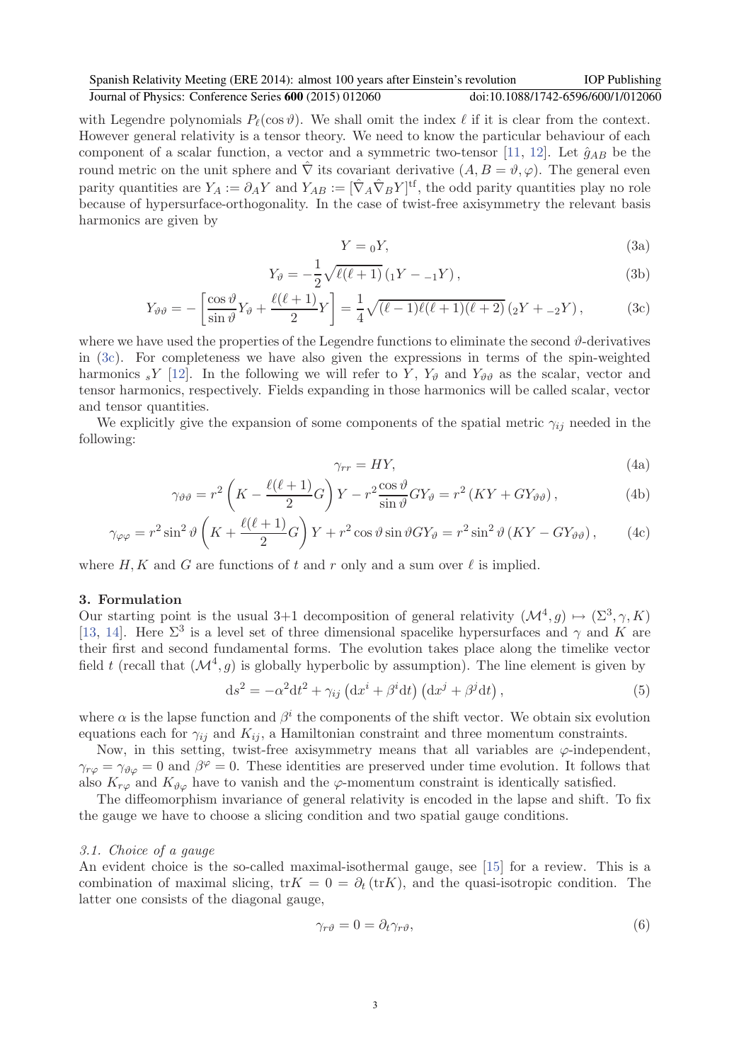with Legendre polynomials $P_\ell(\cos\vartheta)$. We shall omit the index $\ell$ if it is clear from the context. However general relativity is a tensor theory. We need to know the particular behaviour of each component of a scalar function, a vector and a symmetric two-tensor [11, 12]. Let $\hat{g}_{AB}$ be the round metric on the unit sphere and $\hat{\nabla}$ its covariant derivative ($A, B = \vartheta, \varphi$). The general even parity quantities are $Y_A := \partial_A Y$ and $Y_{AB} := [\hat{\nabla}_A \hat{\nabla}_B Y]^{\mathrm{tf}}$, the odd parity quantities play no role because of hypersurface-orthogonality. In the case of twist-free axisymmetry the relevant basis harmonics are given by

$$Y = {}_0Y, \tag{3a}$$

$$Y_\vartheta = -\frac{1}{2}\sqrt{\ell(\ell+1)}\left({}_1Y - {}_{-1}Y\right), \tag{3b}$$

$$Y_{\vartheta\vartheta} = -\left[\frac{\cos\vartheta}{\sin\vartheta}Y_\vartheta + \frac{\ell(\ell+1)}{2}Y\right] = \frac{1}{4}\sqrt{(\ell-1)\ell(\ell+1)(\ell+2)}\left({}_2Y + {}_{-2}Y\right), \tag{3c}$$

where we have used the properties of the Legendre functions to eliminate the second $\vartheta$-derivatives in (3c). For completeness we have also given the expressions in terms of the spin-weighted harmonics ${}_sY$ [12]. In the following we will refer to $Y$, $Y_\vartheta$ and $Y_{\vartheta\vartheta}$ as the scalar, vector and tensor harmonics, respectively. Fields expanding in those harmonics will be called scalar, vector and tensor quantities.

We explicitly give the expansion of some components of the spatial metric $\gamma_{ij}$ needed in the following:

$$\gamma_{rr} = HY, \tag{4a}$$

$$\gamma_{\vartheta\vartheta} = r^2\left(K - \frac{\ell(\ell+1)}{2}G\right)Y - r^2\frac{\cos\vartheta}{\sin\vartheta}GY_\vartheta = r^2\left(KY + GY_{\vartheta\vartheta}\right), \tag{4b}$$

$$\gamma_{\varphi\varphi} = r^2\sin^2\vartheta\left(K + \frac{\ell(\ell+1)}{2}G\right)Y + r^2\cos\vartheta\sin\vartheta\, GY_\vartheta = r^2\sin^2\vartheta\left(KY - GY_{\vartheta\vartheta}\right), \tag{4c}$$

where $H, K$ and $G$ are functions of $t$ and $r$ only and a sum over $\ell$ is implied.

## 3. Formulation

Our starting point is the usual 3+1 decomposition of general relativity $(\mathcal{M}^4, g) \mapsto (\Sigma^3, \gamma, K)$ [13, 14]. Here $\Sigma^3$ is a level set of three dimensional spacelike hypersurfaces and $\gamma$ and $K$ are their first and second fundamental forms. The evolution takes place along the timelike vector field $t$ (recall that $(\mathcal{M}^4, g)$ is globally hyperbolic by assumption). The line element is given by

$$\mathrm{d}s^2 = -\alpha^2\mathrm{d}t^2 + \gamma_{ij}\left(\mathrm{d}x^i + \beta^i\mathrm{d}t\right)\left(\mathrm{d}x^j + \beta^j\mathrm{d}t\right), \tag{5}$$

where $\alpha$ is the lapse function and $\beta^i$ the components of the shift vector. We obtain six evolution equations each for $\gamma_{ij}$ and $K_{ij}$, a Hamiltonian constraint and three momentum constraints.

Now, in this setting, twist-free axisymmetry means that all variables are $\varphi$-independent, $\gamma_{r\varphi} = \gamma_{\vartheta\varphi} = 0$ and $\beta^\varphi = 0$. These identities are preserved under time evolution. It follows that also $K_{r\varphi}$ and $K_{\vartheta\varphi}$ have to vanish and the $\varphi$-momentum constraint is identically satisfied.

The diffeomorphism invariance of general relativity is encoded in the lapse and shift. To fix the gauge we have to choose a slicing condition and two spatial gauge conditions.

### *3.1. Choice of a gauge*

An evident choice is the so-called maximal-isothermal gauge, see [15] for a review. This is a combination of maximal slicing, $\mathrm{tr}K = 0 = \partial_t(\mathrm{tr}K)$, and the quasi-isotropic condition. The latter one consists of the diagonal gauge,

$$\gamma_{r\vartheta} = 0 = \partial_t\gamma_{r\vartheta}, \tag{6}$$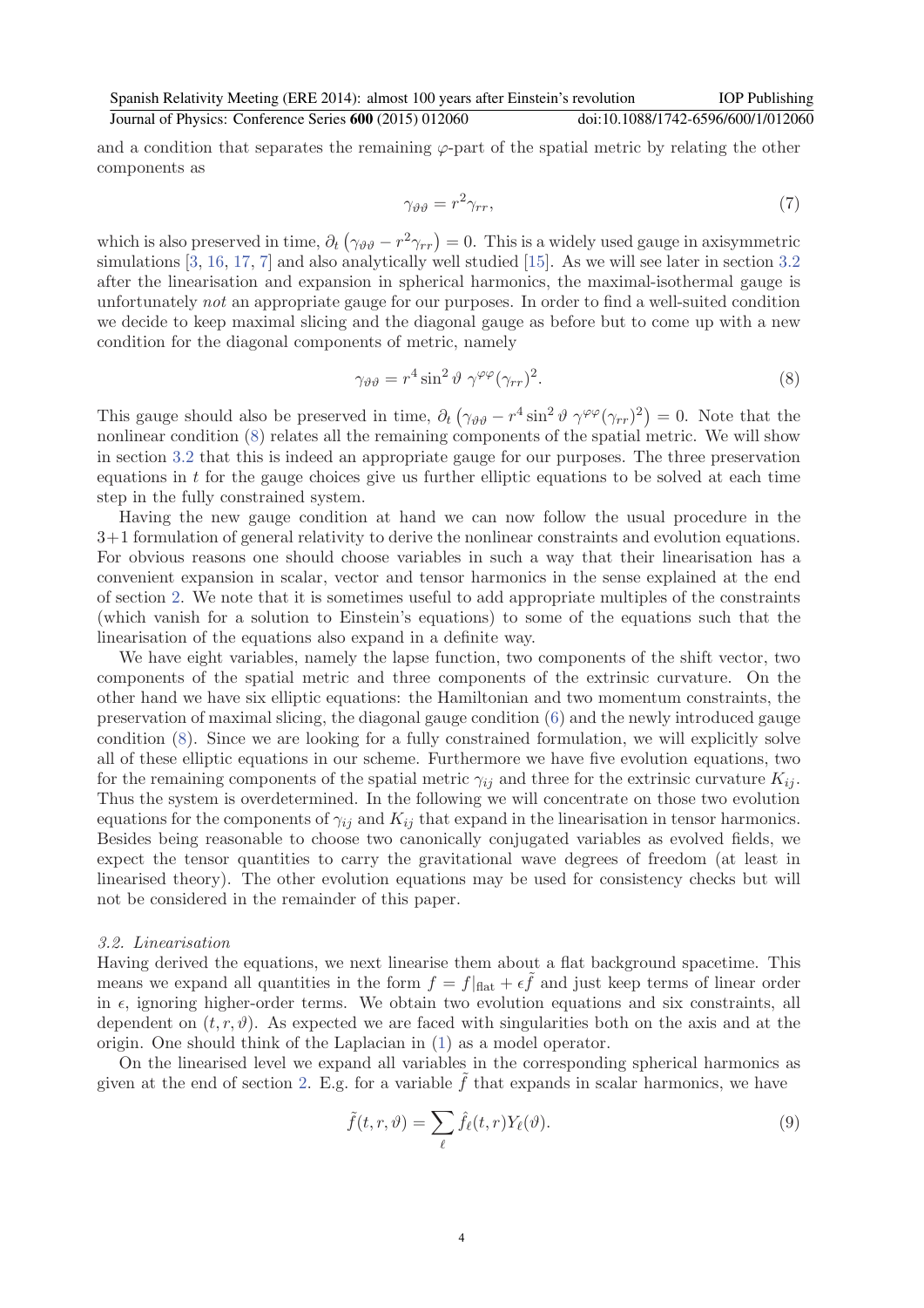and a condition that separates the remaining $\varphi$-part of the spatial metric by relating the other components as

$$\gamma_{\vartheta\vartheta} = r^2 \gamma_{rr}, \tag{7}$$

which is also preserved in time, $\partial_t \left(\gamma_{\vartheta\vartheta} - r^2\gamma_{rr}\right) = 0$. This is a widely used gauge in axisymmetric simulations [3, 16, 17, 7] and also analytically well studied [15]. As we will see later in section 3.2 after the linearisation and expansion in spherical harmonics, the maximal-isothermal gauge is unfortunately *not* an appropriate gauge for our purposes. In order to find a well-suited condition we decide to keep maximal slicing and the diagonal gauge as before but to come up with a new condition for the diagonal components of metric, namely

$$\gamma_{\vartheta\vartheta} = r^4 \sin^2\vartheta \; \gamma^{\varphi\varphi}(\gamma_{rr})^2. \tag{8}$$

This gauge should also be preserved in time, $\partial_t \left(\gamma_{\vartheta\vartheta} - r^4 \sin^2\vartheta \; \gamma^{\varphi\varphi}(\gamma_{rr})^2\right) = 0$. Note that the nonlinear condition (8) relates all the remaining components of the spatial metric. We will show in section 3.2 that this is indeed an appropriate gauge for our purposes. The three preservation equations in $t$ for the gauge choices give us further elliptic equations to be solved at each time step in the fully constrained system.

Having the new gauge condition at hand we can now follow the usual procedure in the 3+1 formulation of general relativity to derive the nonlinear constraints and evolution equations. For obvious reasons one should choose variables in such a way that their linearisation has a convenient expansion in scalar, vector and tensor harmonics in the sense explained at the end of section 2. We note that it is sometimes useful to add appropriate multiples of the constraints (which vanish for a solution to Einstein's equations) to some of the equations such that the linearisation of the equations also expand in a definite way.

We have eight variables, namely the lapse function, two components of the shift vector, two components of the spatial metric and three components of the extrinsic curvature. On the other hand we have six elliptic equations: the Hamiltonian and two momentum constraints, the preservation of maximal slicing, the diagonal gauge condition (6) and the newly introduced gauge condition (8). Since we are looking for a fully constrained formulation, we will explicitly solve all of these elliptic equations in our scheme. Furthermore we have five evolution equations, two for the remaining components of the spatial metric $\gamma_{ij}$ and three for the extrinsic curvature $K_{ij}$. Thus the system is overdetermined. In the following we will concentrate on those two evolution equations for the components of $\gamma_{ij}$ and $K_{ij}$ that expand in the linearisation in tensor harmonics. Besides being reasonable to choose two canonically conjugated variables as evolved fields, we expect the tensor quantities to carry the gravitational wave degrees of freedom (at least in linearised theory). The other evolution equations may be used for consistency checks but will not be considered in the remainder of this paper.

### *3.2. Linearisation*

Having derived the equations, we next linearise them about a flat background spacetime. This means we expand all quantities in the form $f = f|_{\text{flat}} + \epsilon \tilde{f}$ and just keep terms of linear order in $\epsilon$, ignoring higher-order terms. We obtain two evolution equations and six constraints, all dependent on $(t, r, \vartheta)$. As expected we are faced with singularities both on the axis and at the origin. One should think of the Laplacian in (1) as a model operator.

On the linearised level we expand all variables in the corresponding spherical harmonics as given at the end of section 2. E.g. for a variable $\tilde{f}$ that expands in scalar harmonics, we have

$$\tilde{f}(t, r, \vartheta) = \sum_{\ell} \hat{f}_\ell(t, r) Y_\ell(\vartheta). \tag{9}$$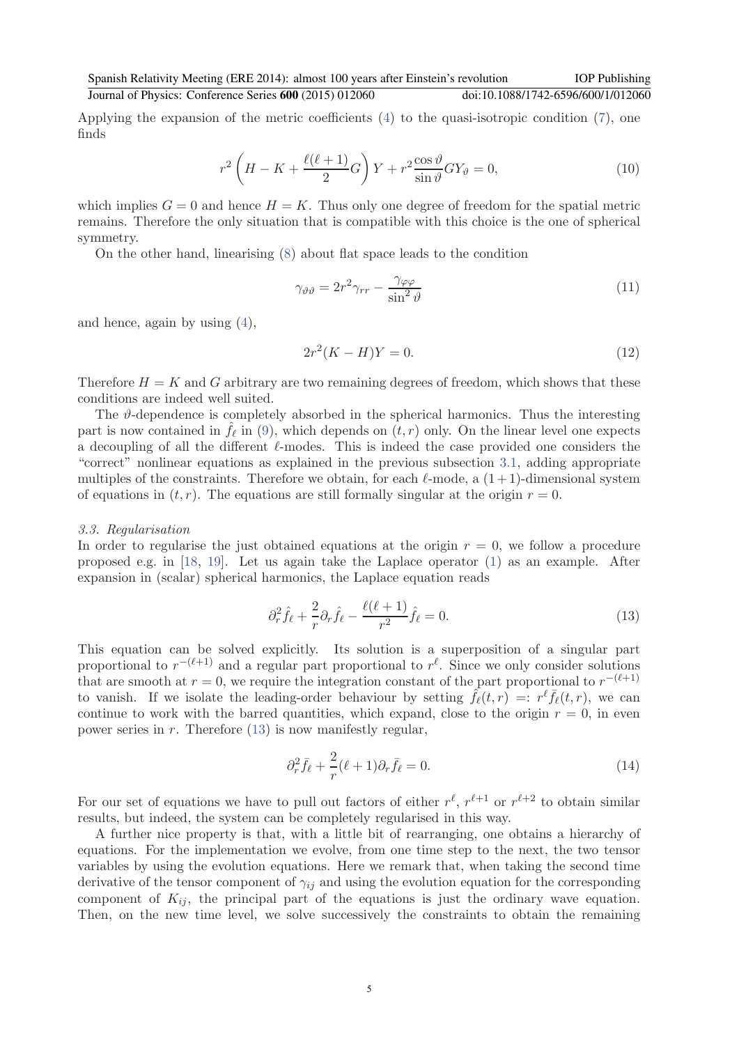Applying the expansion of the metric coefficients (4) to the quasi-isotropic condition (7), one finds

$$r^2\left(H - K + \frac{\ell(\ell+1)}{2}G\right)Y + r^2\frac{\cos\vartheta}{\sin\vartheta}GY_\vartheta = 0, \tag{10}$$

which implies $G = 0$ and hence $H = K$. Thus only one degree of freedom for the spatial metric remains. Therefore the only situation that is compatible with this choice is the one of spherical symmetry.

On the other hand, linearising (8) about flat space leads to the condition

$$\gamma_{\vartheta\vartheta} = 2r^2\gamma_{rr} - \frac{\gamma_{\varphi\varphi}}{\sin^2\vartheta} \tag{11}$$

and hence, again by using (4),

$$2r^2(K - H)Y = 0. \tag{12}$$

Therefore $H = K$ and $G$ arbitrary are two remaining degrees of freedom, which shows that these conditions are indeed well suited.

The $\vartheta$-dependence is completely absorbed in the spherical harmonics. Thus the interesting part is now contained in $\hat{f}_\ell$ in (9), which depends on $(t, r)$ only. On the linear level one expects a decoupling of all the different $\ell$-modes. This is indeed the case provided one considers the "correct" nonlinear equations as explained in the previous subsection 3.1, adding appropriate multiples of the constraints. Therefore we obtain, for each $\ell$-mode, a $(1+1)$-dimensional system of equations in $(t, r)$. The equations are still formally singular at the origin $r = 0$.

### 3.3. Regularisation

In order to regularise the just obtained equations at the origin $r = 0$, we follow a procedure proposed e.g. in [18, 19]. Let us again take the Laplace operator (1) as an example. After expansion in (scalar) spherical harmonics, the Laplace equation reads

$$\partial_r^2\hat{f}_\ell + \frac{2}{r}\partial_r\hat{f}_\ell - \frac{\ell(\ell+1)}{r^2}\hat{f}_\ell = 0. \tag{13}$$

This equation can be solved explicitly. Its solution is a superposition of a singular part proportional to $r^{-(\ell+1)}$ and a regular part proportional to $r^\ell$. Since we only consider solutions that are smooth at $r = 0$, we require the integration constant of the part proportional to $r^{-(\ell+1)}$ to vanish. If we isolate the leading-order behaviour by setting $\hat{f}_\ell(t, r) =: r^\ell \bar{f}_\ell(t, r)$, we can continue to work with the barred quantities, which expand, close to the origin $r = 0$, in even power series in $r$. Therefore (13) is now manifestly regular,

$$\partial_r^2\bar{f}_\ell + \frac{2}{r}(\ell+1)\partial_r\bar{f}_\ell = 0. \tag{14}$$

For our set of equations we have to pull out factors of either $r^\ell$, $r^{\ell+1}$ or $r^{\ell+2}$ to obtain similar results, but indeed, the system can be completely regularised in this way.

A further nice property is that, with a little bit of rearranging, one obtains a hierarchy of equations. For the implementation we evolve, from one time step to the next, the two tensor variables by using the evolution equations. Here we remark that, when taking the second time derivative of the tensor component of $\gamma_{ij}$ and using the evolution equation for the corresponding component of $K_{ij}$, the principal part of the equations is just the ordinary wave equation. Then, on the new time level, we solve successively the constraints to obtain the remaining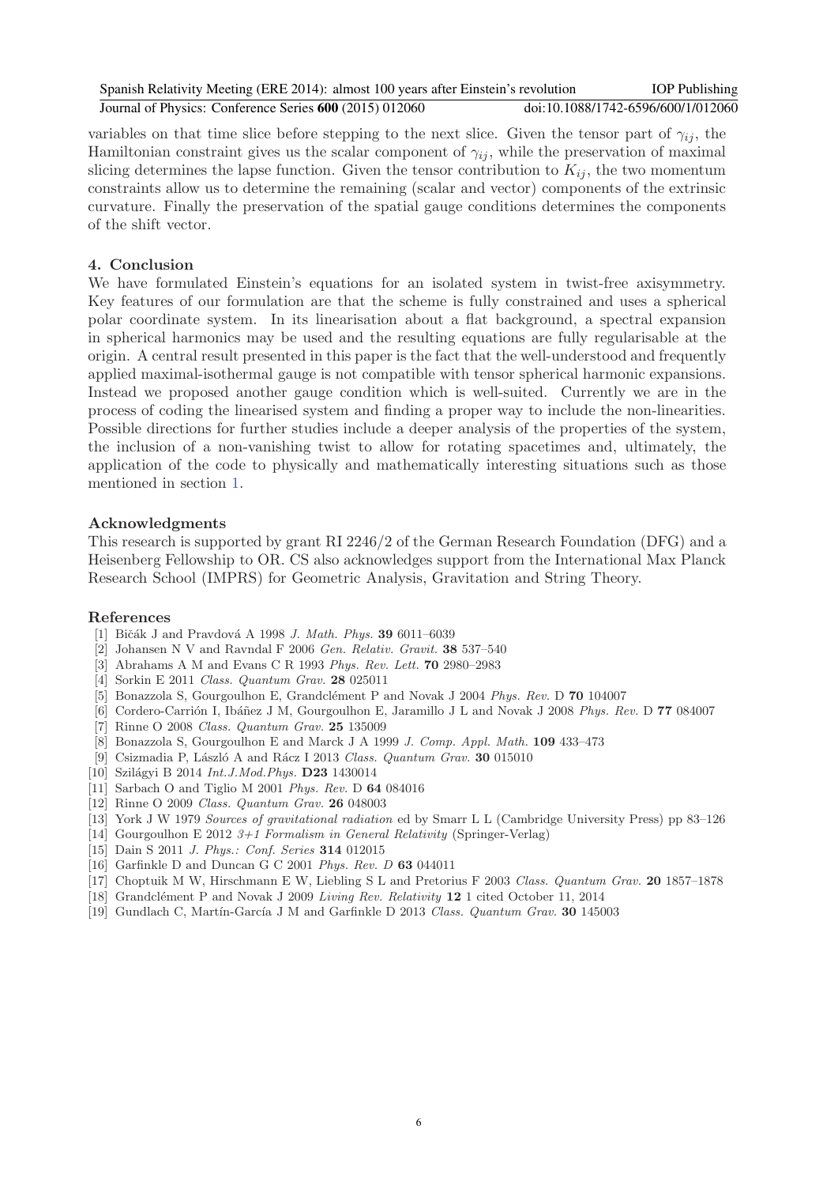variables on that time slice before stepping to the next slice. Given the tensor part of $\gamma_{ij}$, the Hamiltonian constraint gives us the scalar component of $\gamma_{ij}$, while the preservation of maximal slicing determines the lapse function. Given the tensor contribution to $K_{ij}$, the two momentum constraints allow us to determine the remaining (scalar and vector) components of the extrinsic curvature. Finally the preservation of the spatial gauge conditions determines the components of the shift vector.

## 4. Conclusion

We have formulated Einstein's equations for an isolated system in twist-free axisymmetry. Key features of our formulation are that the scheme is fully constrained and uses a spherical polar coordinate system. In its linearisation about a flat background, a spectral expansion in spherical harmonics may be used and the resulting equations are fully regularisable at the origin. A central result presented in this paper is the fact that the well-understood and frequently applied maximal-isothermal gauge is not compatible with tensor spherical harmonic expansions. Instead we proposed another gauge condition which is well-suited. Currently we are in the process of coding the linearised system and finding a proper way to include the non-linearities. Possible directions for further studies include a deeper analysis of the properties of the system, the inclusion of a non-vanishing twist to allow for rotating spacetimes and, ultimately, the application of the code to physically and mathematically interesting situations such as those mentioned in section 1.

## Acknowledgments

This research is supported by grant RI 2246/2 of the German Research Foundation (DFG) and a Heisenberg Fellowship to OR. CS also acknowledges support from the International Max Planck Research School (IMPRS) for Geometric Analysis, Gravitation and String Theory.

## References

[1] Bičák J and Pravdová A 1998 *J. Math. Phys.* **39** 6011–6039
[2] Johansen N V and Ravndal F 2006 *Gen. Relativ. Gravit.* **38** 537–540
[3] Abrahams A M and Evans C R 1993 *Phys. Rev. Lett.* **70** 2980–2983
[4] Sorkin E 2011 *Class. Quantum Grav.* **28** 025011
[5] Bonazzola S, Gourgoulhon E, Grandclément P and Novak J 2004 *Phys. Rev.* D **70** 104007
[6] Cordero-Carrión I, Ibáñez J M, Gourgoulhon E, Jaramillo J L and Novak J 2008 *Phys. Rev.* D **77** 084007
[7] Rinne O 2008 *Class. Quantum Grav.* **25** 135009
[8] Bonazzola S, Gourgoulhon E and Marck J A 1999 *J. Comp. Appl. Math.* **109** 433–473
[9] Csizmadia P, László A and Rácz I 2013 *Class. Quantum Grav.* **30** 015010
[10] Szilágyi B 2014 *Int.J.Mod.Phys.* **D23** 1430014
[11] Sarbach O and Tiglio M 2001 *Phys. Rev.* D **64** 084016
[12] Rinne O 2009 *Class. Quantum Grav.* **26** 048003
[13] York J W 1979 *Sources of gravitational radiation* ed by Smarr L L (Cambridge University Press) pp 83–126
[14] Gourgoulhon E 2012 *3+1 Formalism in General Relativity* (Springer-Verlag)
[15] Dain S 2011 *J. Phys.: Conf. Series* **314** 012015
[16] Garfinkle D and Duncan G C 2001 *Phys. Rev. D* **63** 044011
[17] Choptuik M W, Hirschmann E W, Liebling S L and Pretorius F 2003 *Class. Quantum Grav.* **20** 1857–1878
[18] Grandclément P and Novak J 2009 *Living Rev. Relativity* **12** 1 cited October 11, 2014
[19] Gundlach C, Martín-García J M and Garfinkle D 2013 *Class. Quantum Grav.* **30** 145003